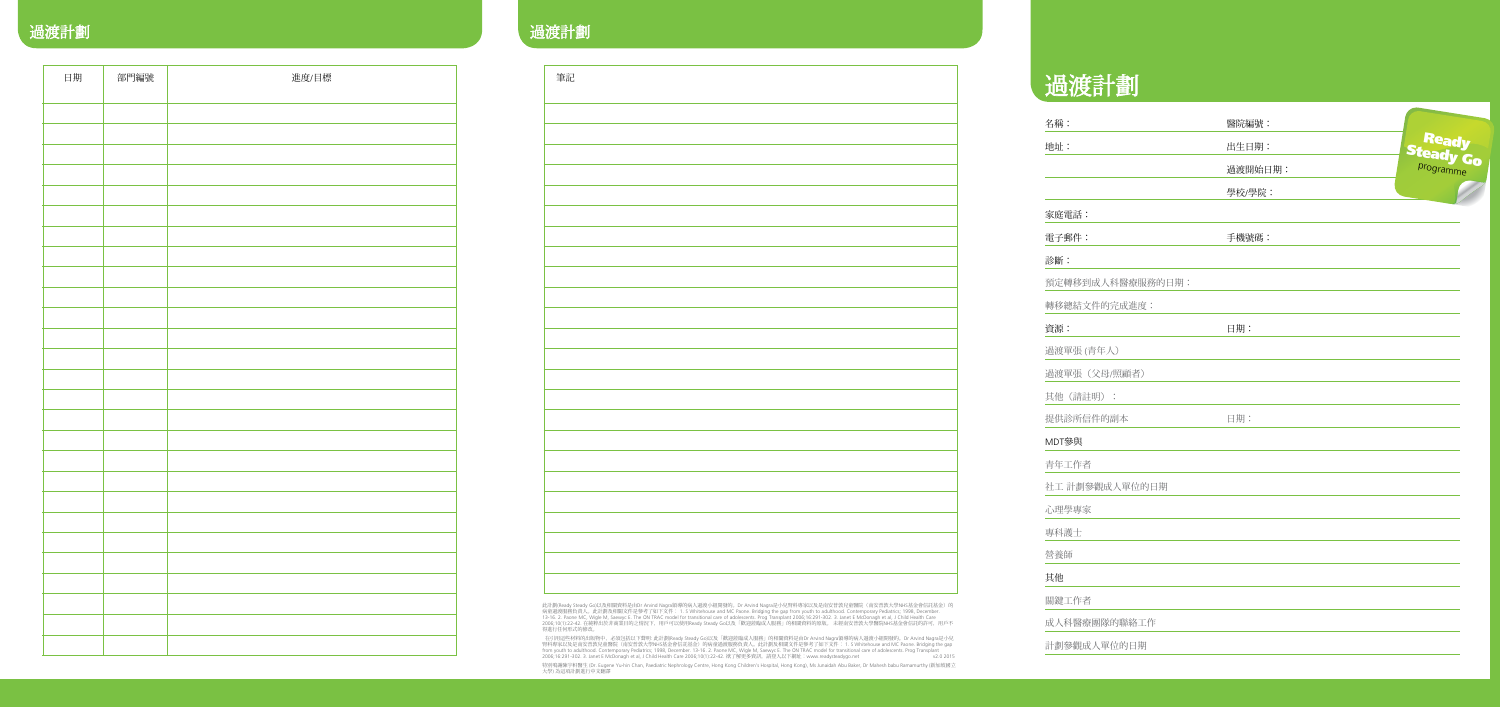## 過渡計劃

| 日期 | 部門編號 | 進度/目標 |
| --- | --- | --- |
| | | |
| | | |
| | | |
| | | |
| | | |
| | | |
| | | |
| | | |
| | | |
| | | |
| | | |
| | | |
| | | |
| | | |
| | | |
| | | |
| | | |
| | | |
| | | |
| | | |
| | | |
| | | |
| | | |
| | | |
| | | |
| | | |
| | | |
| | | |

## 過渡計劃

| 筆記 |
| --- |
| |
| |
| |
| |
| |
| |
| |
| |
| |
| |
| |
| |
| |
| |
| |
| |
| |
| |
| |
| |
| |
| |
| |
| |
| |
| |

此計劃(Ready Steady Go)以為南開普敦大學的Dr Arvind Nagra所編寫的成人過渡小組開發的。Dr Arvind Nagra是小兒腎科專家以及是南安普敦兒童醫院（南安普敦大學NHS基金會信託基金）的……

……

特別鳴謝陳宇鈞醫生 (Dr. Eugene Yu-hin Chan, Paediatric Nephrology Centre, Hong Kong Children's Hospital, Hong Kong), Ms Junaidah Abu Baker, Dr Mahesh Babu Ramamurthy (新加坡國立大學) 為這項計劃進行中文翻譯

# 過渡計劃

Ready Steady Go programme

名稱：

醫院編號：

地址：

出生日期：

過渡開始日期：

學校/學院：

家庭電話：

電子郵件：

手機號碼：

診斷：

預定轉移到成人科醫療服務的日期：

轉移總結文件的完成進度：

資源：

日期：

過渡單張 (青年人)

過渡單張（父母/照顧者）

其他（請註明）：

提供診所信件的副本

日期：

MDT參與

青年工作者

社工 計劃參觀成人單位的日期

心理學專家

專科護士

營養師

其他

關鍵工作者

成人科醫療團隊的聯絡工作

計劃參觀成人單位的日期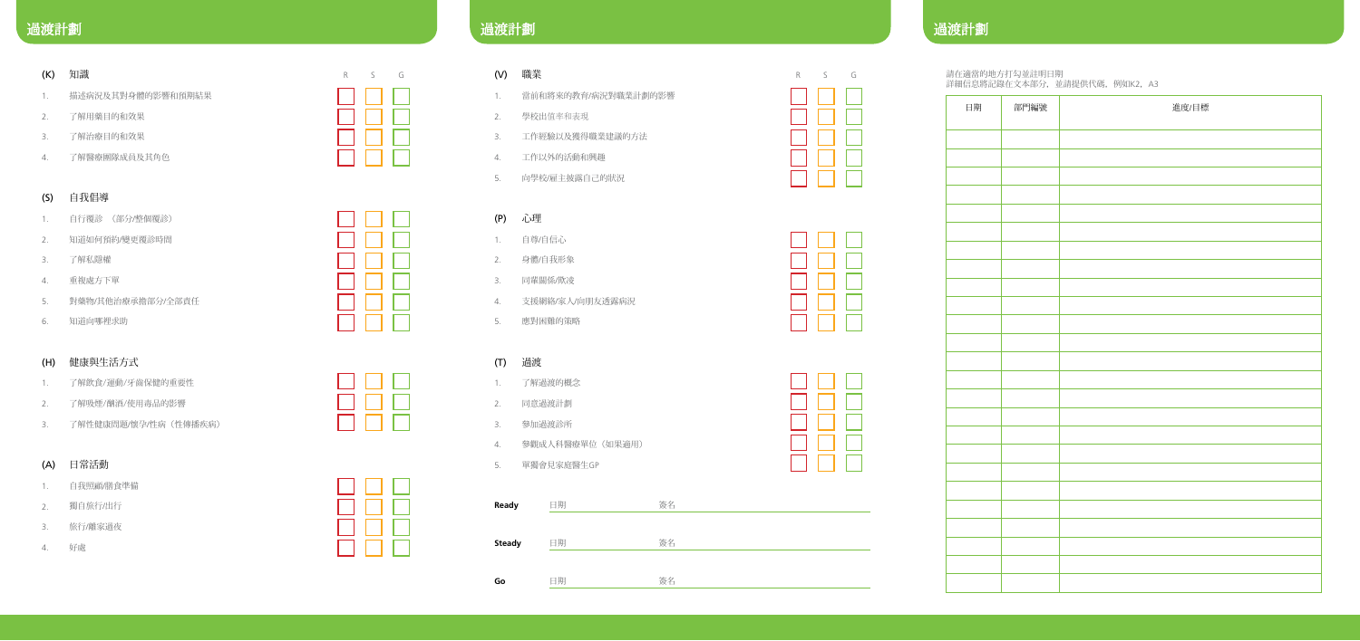## 過渡計劃

| (K) | 知識 | R | S | G |
|---|---|---|---|---|
| 1. | 描述病況及其對身體的影響和預期結果 | | | |
| 2. | 了解用藥目的和效果 | | | |
| 3. | 了解治療目的和效果 | | | |
| 4. | 了解醫療團隊成員及其角色 | | | |

| (S) | 自我倡導 | R | S | G |
|---|---|---|---|---|
| 1. | 自行覆診 （部分/整個覆診） | | | |
| 2. | 知道如何預約/變更覆診時間 | | | |
| 3. | 了解私隱權 | | | |
| 4. | 重複處方下單 | | | |
| 5. | 對藥物/其他治療承擔部分/全部責任 | | | |
| 6. | 知道向哪裡求助 | | | |

| (H) | 健康與生活方式 | R | S | G |
|---|---|---|---|---|
| 1. | 了解飲食/運動/牙齒保健的重要性 | | | |
| 2. | 了解吸煙/酗酒/使用毒品的影響 | | | |
| 3. | 了解性健康問題/懷孕/性病（性傳播疾病） | | | |

| (A) | 日常活動 | R | S | G |
|---|---|---|---|---|
| 1. | 自我照顧/膳食準備 | | | |
| 2. | 獨自旅行/出行 | | | |
| 3. | 旅行/離家過夜 | | | |
| 4. | 好處 | | | |

## 過渡計劃

| (V) | 職業 | R | S | G |
|---|---|---|---|---|
| 1. | 當前和將來的教育/病況對職業計劃的影響 | | | |
| 2. | 學校出值率和表現 | | | |
| 3. | 工作經驗以及獲得職業建議的方法 | | | |
| 4. | 工作以外的活動和興趣 | | | |
| 5. | 向學校/雇主披露自己的狀況 | | | |

| (P) | 心理 | R | S | G |
|---|---|---|---|---|
| 1. | 自尊/自信心 | | | |
| 2. | 身體/自我形象 | | | |
| 3. | 同輩關係/欺凌 | | | |
| 4. | 支援網絡/家人/向朋友透露病況 | | | |
| 5. | 應對困難的策略 | | | |

| (T) | 過渡 | R | S | G |
|---|---|---|---|---|
| 1. | 了解過渡的概念 | | | |
| 2. | 同意過渡計劃 | | | |
| 3. | 參加過渡診所 | | | |
| 4. | 參觀成人科醫療單位（如果適用） | | | |
| 5. | 單獨會見家庭醫生GP | | | |

**Ready** 日期 ________ 簽名 ________

**Steady** 日期 ________ 簽名 ________

**Go** 日期 ________ 簽名 ________

## 過渡計劃

請在適當的地方打勾並註明日期
詳細信息將記錄在文本部分，並請提供代碼，例如K2，A3

| 日期 | 部門編號 | 進度/目標 |
|---|---|---|
| | | |
| | | |
| | | |
| | | |
| | | |
| | | |
| | | |
| | | |
| | | |
| | | |
| | | |
| | | |
| | | |
| | | |
| | | |
| | | |
| | | |
| | | |
| | | |
| | | |
| | | |
| | | |
| | | |
| | | |
| | | |